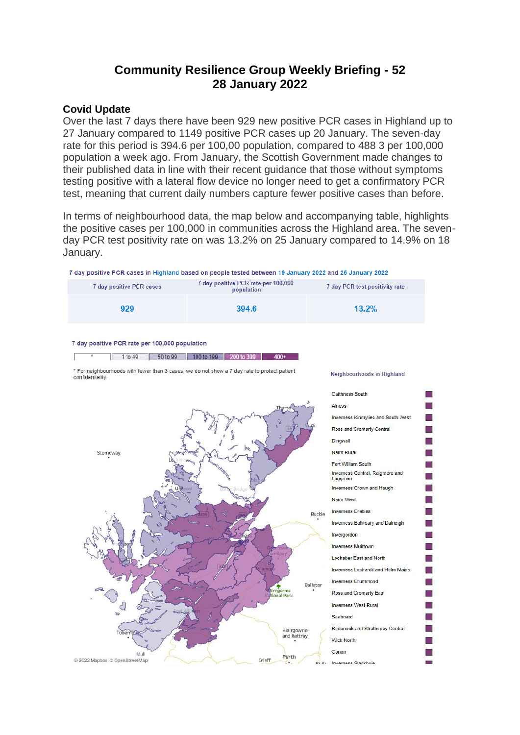# Community Resilience Group Weekly Briefing - 52
# 28 January 2022

## Covid Update

Over the last 7 days there have been 929 new positive PCR cases in Highland up to 27 January compared to 1149 positive PCR cases up 20 January. The seven-day rate for this period is 394.6 per 100,00 population, compared to 488 3 per 100,000 population a week ago. From January, the Scottish Government made changes to their published data in line with their recent guidance that those without symptoms testing positive with a lateral flow device no longer need to get a confirmatory PCR test, meaning that current daily numbers capture fewer positive cases than before.

In terms of neighbourhood data, the map below and accompanying table, highlights the positive cases per 100,000 in communities across the Highland area. The seven-day PCR test positivity rate on was 13.2% on 25 January compared to 14.9% on 18 January.

7 day positive PCR cases in Highland based on people tested between 19 January 2022 and 25 January 2022

| 7 day positive PCR cases | 7 day positive PCR rate per 100,000 population | 7 day PCR test positivity rate |
|---|---|---|
| 929 | 394.6 | 13.2% |

7 day positive PCR rate per 100,000 population

| * | 1 to 49 | 50 to 99 | 100 to 199 | 200 to 399 | 400+ |
|---|---|---|---|---|---|

\* For neighbourhoods with fewer than 3 cases, we do not show a 7 day rate to protect patient confidentiality.

Neighbourhoods in Highland

- Caithness South
- Alness
- Inverness Kinmylies and South West
- Ross and Cromarty Central
- Dingwall
- Nairn Rural
- Fort William South
- Inverness Central, Raigmore and Longman
- Inverness Crown and Haugh
- Nairn West
- Inverness Drakies
- Inverness Balifeary and Dalneigh
- Invergordon
- Inverness Muirtown
- Lochaber East and North
- Inverness Lochardil and Holm Mains
- Inverness Drummond
- Ross and Cromarty East
- Inverness West Rural
- Seaboard
- Badenoch and Strathspey Central
- Wick North
- Conon
- Inverness Slackbuie

© 2022 Mapbox © OpenStreetMap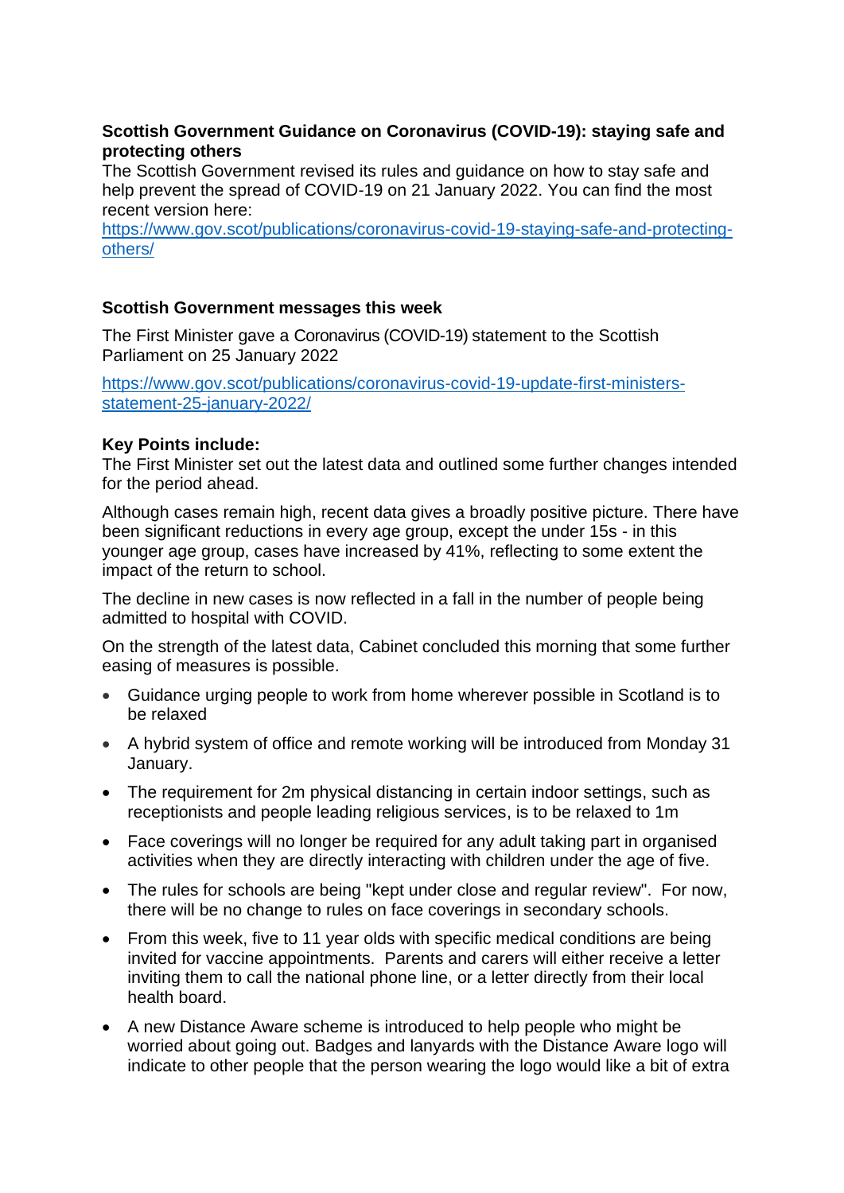**Scottish Government Guidance on Coronavirus (COVID-19): staying safe and protecting others**

The Scottish Government revised its rules and guidance on how to stay safe and help prevent the spread of COVID-19 on 21 January 2022. You can find the most recent version here:
[https://www.gov.scot/publications/coronavirus-covid-19-staying-safe-and-protecting-others/](https://www.gov.scot/publications/coronavirus-covid-19-staying-safe-and-protecting-others/)

**Scottish Government messages this week**

The First Minister gave a Coronavirus (COVID-19) statement to the Scottish Parliament on 25 January 2022

[https://www.gov.scot/publications/coronavirus-covid-19-update-first-ministers-statement-25-january-2022/](https://www.gov.scot/publications/coronavirus-covid-19-update-first-ministers-statement-25-january-2022/)

**Key Points include:**

The First Minister set out the latest data and outlined some further changes intended for the period ahead.

Although cases remain high, recent data gives a broadly positive picture. There have been significant reductions in every age group, except the under 15s - in this younger age group, cases have increased by 41%, reflecting to some extent the impact of the return to school.

The decline in new cases is now reflected in a fall in the number of people being admitted to hospital with COVID.

On the strength of the latest data, Cabinet concluded this morning that some further easing of measures is possible.

- Guidance urging people to work from home wherever possible in Scotland is to be relaxed
- A hybrid system of office and remote working will be introduced from Monday 31 January.
- The requirement for 2m physical distancing in certain indoor settings, such as receptionists and people leading religious services, is to be relaxed to 1m
- Face coverings will no longer be required for any adult taking part in organised activities when they are directly interacting with children under the age of five.
- The rules for schools are being "kept under close and regular review". For now, there will be no change to rules on face coverings in secondary schools.
- From this week, five to 11 year olds with specific medical conditions are being invited for vaccine appointments. Parents and carers will either receive a letter inviting them to call the national phone line, or a letter directly from their local health board.
- A new Distance Aware scheme is introduced to help people who might be worried about going out. Badges and lanyards with the Distance Aware logo will indicate to other people that the person wearing the logo would like a bit of extra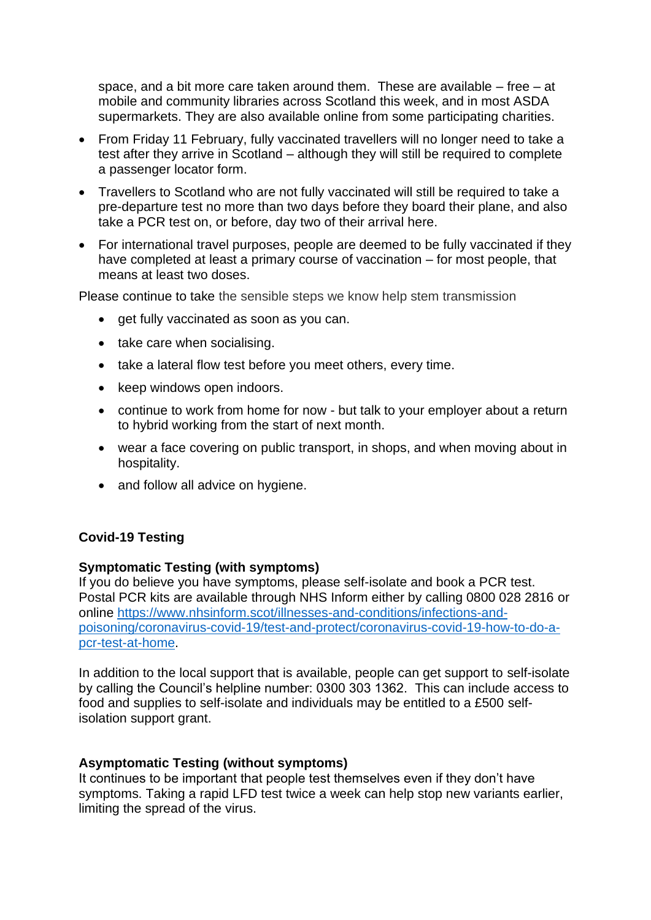space, and a bit more care taken around them. These are available – free – at mobile and community libraries across Scotland this week, and in most ASDA supermarkets. They are also available online from some participating charities.

- From Friday 11 February, fully vaccinated travellers will no longer need to take a test after they arrive in Scotland – although they will still be required to complete a passenger locator form.
- Travellers to Scotland who are not fully vaccinated will still be required to take a pre-departure test no more than two days before they board their plane, and also take a PCR test on, or before, day two of their arrival here.
- For international travel purposes, people are deemed to be fully vaccinated if they have completed at least a primary course of vaccination – for most people, that means at least two doses.

Please continue to take the sensible steps we know help stem transmission

- get fully vaccinated as soon as you can.
- take care when socialising.
- take a lateral flow test before you meet others, every time.
- keep windows open indoors.
- continue to work from home for now - but talk to your employer about a return to hybrid working from the start of next month.
- wear a face covering on public transport, in shops, and when moving about in hospitality.
- and follow all advice on hygiene.

**Covid-19 Testing**

**Symptomatic Testing (with symptoms)**
If you do believe you have symptoms, please self-isolate and book a PCR test. Postal PCR kits are available through NHS Inform either by calling 0800 028 2816 or online [https://www.nhsinform.scot/illnesses-and-conditions/infections-and-poisoning/coronavirus-covid-19/test-and-protect/coronavirus-covid-19-how-to-do-a-pcr-test-at-home](https://www.nhsinform.scot/illnesses-and-conditions/infections-and-poisoning/coronavirus-covid-19/test-and-protect/coronavirus-covid-19-how-to-do-a-pcr-test-at-home).

In addition to the local support that is available, people can get support to self-isolate by calling the Council's helpline number: 0300 303 1362. This can include access to food and supplies to self-isolate and individuals may be entitled to a £500 self-isolation support grant.

**Asymptomatic Testing (without symptoms)**
It continues to be important that people test themselves even if they don't have symptoms. Taking a rapid LFD test twice a week can help stop new variants earlier, limiting the spread of the virus.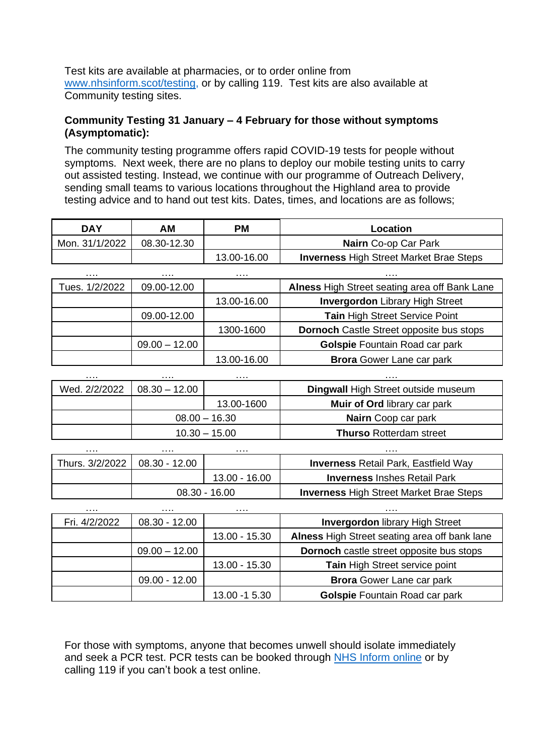Test kits are available at pharmacies, or to order online from [www.nhsinform.scot/testing](www.nhsinform.scot/testing), or by calling 119. Test kits are also available at Community testing sites.

**Community Testing 31 January – 4 February for those without symptoms (Asymptomatic):**

The community testing programme offers rapid COVID-19 tests for people without symptoms. Next week, there are no plans to deploy our mobile testing units to carry out assisted testing. Instead, we continue with our programme of Outreach Delivery, sending small teams to various locations throughout the Highland area to provide testing advice and to hand out test kits. Dates, times, and locations are as follows;

| DAY | AM | PM | Location |
|---|---|---|---|
| Mon. 31/1/2022 | 08.30-12.30 | | **Nairn** Co-op Car Park |
| | | 13.00-16.00 | **Inverness** High Street Market Brae Steps |
| …. | …. | …. | …. |
| Tues. 1/2/2022 | 09.00-12.00 | | **Alness** High Street seating area off Bank Lane |
| | | 13.00-16.00 | **Invergordon** Library High Street |
| | 09.00-12.00 | | **Tain** High Street Service Point |
| | | 1300-1600 | **Dornoch** Castle Street opposite bus stops |
| | 09.00 – 12.00 | | **Golspie** Fountain Road car park |
| | | 13.00-16.00 | **Brora** Gower Lane car park |
| …. | …. | …. | …. |
| Wed. 2/2/2022 | 08.30 – 12.00 | | **Dingwall** High Street outside museum |
| | | 13.00-1600 | **Muir of Ord** library car park |
| | 08.00 – 16.30 | | **Nairn** Coop car park |
| | 10.30 – 15.00 | | **Thurso** Rotterdam street |
| …. | …. | …. | …. |
| Thurs. 3/2/2022 | 08.30 - 12.00 | | **Inverness** Retail Park, Eastfield Way |
| | | 13.00 - 16.00 | **Inverness** Inshes Retail Park |
| | 08.30 - 16.00 | | **Inverness** High Street Market Brae Steps |
| …. | …. | …. | …. |
| Fri. 4/2/2022 | 08.30 - 12.00 | | **Invergordon** library High Street |
| | | 13.00 - 15.30 | **Alness** High Street seating area off bank lane |
| | 09.00 – 12.00 | | **Dornoch** castle street opposite bus stops |
| | | 13.00 - 15.30 | **Tain** High Street service point |
| | 09.00 - 12.00 | | **Brora** Gower Lane car park |
| | | 13.00 -1 5.30 | **Golspie** Fountain Road car park |

For those with symptoms, anyone that becomes unwell should isolate immediately and seek a PCR test. PCR tests can be booked through [NHS Inform online]() or by calling 119 if you can't book a test online.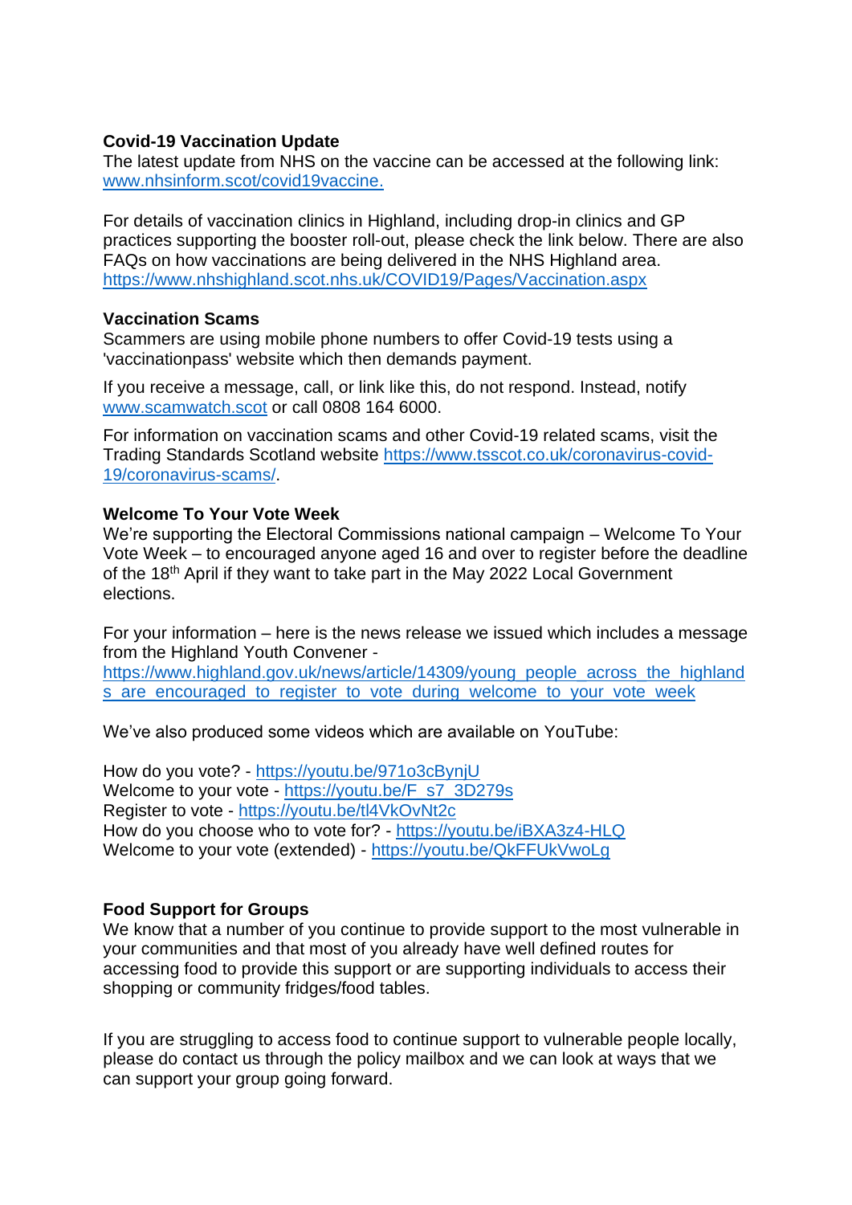**Covid-19 Vaccination Update**
The latest update from NHS on the vaccine can be accessed at the following link: www.nhsinform.scot/covid19vaccine.

For details of vaccination clinics in Highland, including drop-in clinics and GP practices supporting the booster roll-out, please check the link below. There are also FAQs on how vaccinations are being delivered in the NHS Highland area.
https://www.nhshighland.scot.nhs.uk/COVID19/Pages/Vaccination.aspx

**Vaccination Scams**
Scammers are using mobile phone numbers to offer Covid-19 tests using a 'vaccinationpass' website which then demands payment.

If you receive a message, call, or link like this, do not respond. Instead, notify www.scamwatch.scot or call 0808 164 6000.

For information on vaccination scams and other Covid-19 related scams, visit the Trading Standards Scotland website https://www.tsscot.co.uk/coronavirus-covid-19/coronavirus-scams/.

**Welcome To Your Vote Week**
We're supporting the Electoral Commissions national campaign – Welcome To Your Vote Week – to encouraged anyone aged 16 and over to register before the deadline of the 18th April if they want to take part in the May 2022 Local Government elections.

For your information – here is the news release we issued which includes a message from the Highland Youth Convener -
https://www.highland.gov.uk/news/article/14309/young_people_across_the_highlands_are_encouraged_to_register_to_vote_during_welcome_to_your_vote_week

We've also produced some videos which are available on YouTube:

How do you vote? - https://youtu.be/971o3cBynjU
Welcome to your vote - https://youtu.be/F_s7_3D279s
Register to vote - https://youtu.be/tl4VkOvNt2c
How do you choose who to vote for? - https://youtu.be/iBXA3z4-HLQ
Welcome to your vote (extended) - https://youtu.be/QkFFUkVwoLg

**Food Support for Groups**
We know that a number of you continue to provide support to the most vulnerable in your communities and that most of you already have well defined routes for accessing food to provide this support or are supporting individuals to access their shopping or community fridges/food tables.

If you are struggling to access food to continue support to vulnerable people locally, please do contact us through the policy mailbox and we can look at ways that we can support your group going forward.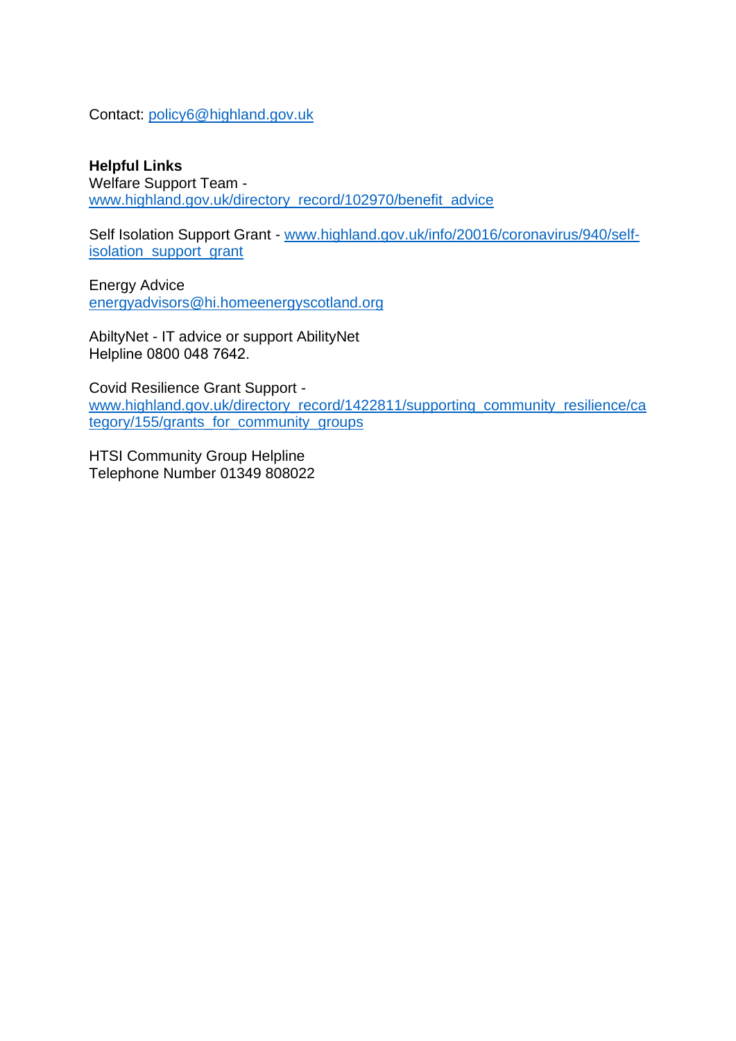Contact: policy6@highland.gov.uk

**Helpful Links**

Welfare Support Team -
www.highland.gov.uk/directory_record/102970/benefit_advice

Self Isolation Support Grant - www.highland.gov.uk/info/20016/coronavirus/940/self-isolation_support_grant

Energy Advice
energyadvisors@hi.homeenergyscotland.org

AbiltyNet - IT advice or support AbilityNet
Helpline 0800 048 7642.

Covid Resilience Grant Support -
www.highland.gov.uk/directory_record/1422811/supporting_community_resilience/category/155/grants_for_community_groups

HTSI Community Group Helpline
Telephone Number 01349 808022